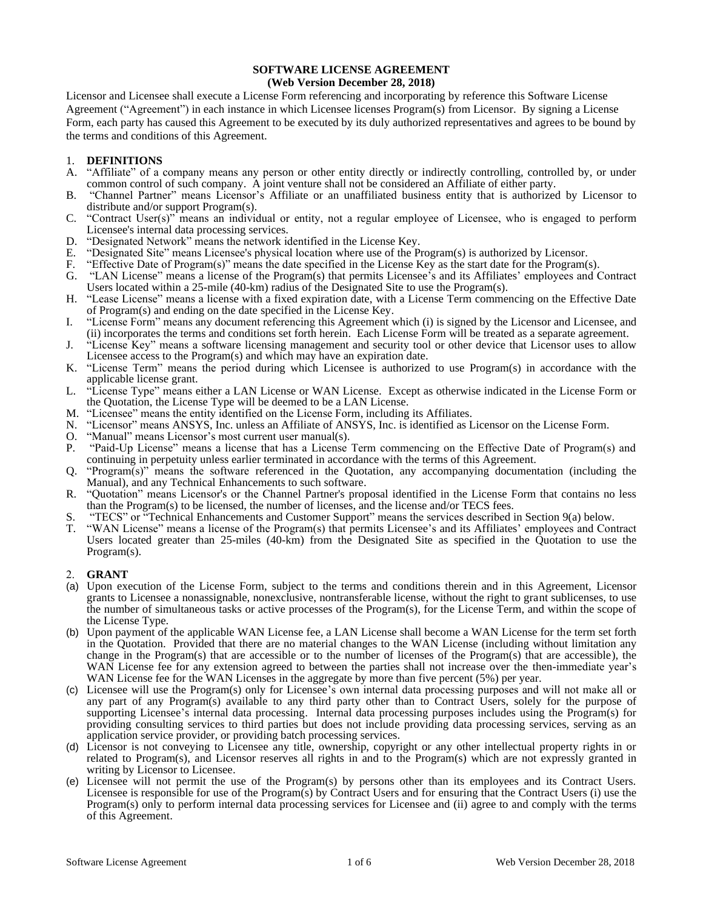# SOFTWARE LICENSE AGREEMENT
## (Web Version December 28, 2018)

Licensor and Licensee shall execute a License Form referencing and incorporating by reference this Software License Agreement ("Agreement") in each instance in which Licensee licenses Program(s) from Licensor. By signing a License Form, each party has caused this Agreement to be executed by its duly authorized representatives and agrees to be bound by the terms and conditions of this Agreement.

1. **DEFINITIONS**

A. "Affiliate" of a company means any person or other entity directly or indirectly controlling, controlled by, or under common control of such company. A joint venture shall not be considered an Affiliate of either party.

B. "Channel Partner" means Licensor's Affiliate or an unaffiliated business entity that is authorized by Licensor to distribute and/or support Program(s).

C. "Contract User(s)" means an individual or entity, not a regular employee of Licensee, who is engaged to perform Licensee's internal data processing services.

D. "Designated Network" means the network identified in the License Key.

E. "Designated Site" means Licensee's physical location where use of the Program(s) is authorized by Licensor.

F. "Effective Date of Program(s)" means the date specified in the License Key as the start date for the Program(s).

G. "LAN License" means a license of the Program(s) that permits Licensee's and its Affiliates' employees and Contract Users located within a 25-mile (40-km) radius of the Designated Site to use the Program(s).

H. "Lease License" means a license with a fixed expiration date, with a License Term commencing on the Effective Date of Program(s) and ending on the date specified in the License Key.

I. "License Form" means any document referencing this Agreement which (i) is signed by the Licensor and Licensee, and (ii) incorporates the terms and conditions set forth herein. Each License Form will be treated as a separate agreement.

J. "License Key" means a software licensing management and security tool or other device that Licensor uses to allow Licensee access to the Program(s) and which may have an expiration date.

K. "License Term" means the period during which Licensee is authorized to use Program(s) in accordance with the applicable license grant.

L. "License Type" means either a LAN License or WAN License. Except as otherwise indicated in the License Form or the Quotation, the License Type will be deemed to be a LAN License.

M. "Licensee" means the entity identified on the License Form, including its Affiliates.

N. "Licensor" means ANSYS, Inc. unless an Affiliate of ANSYS, Inc. is identified as Licensor on the License Form.

O. "Manual" means Licensor's most current user manual(s).

P. "Paid-Up License" means a license that has a License Term commencing on the Effective Date of Program(s) and continuing in perpetuity unless earlier terminated in accordance with the terms of this Agreement.

Q. "Program(s)" means the software referenced in the Quotation, any accompanying documentation (including the Manual), and any Technical Enhancements to such software.

R. "Quotation" means Licensor's or the Channel Partner's proposal identified in the License Form that contains no less than the Program(s) to be licensed, the number of licenses, and the license and/or TECS fees.

S. "TECS" or "Technical Enhancements and Customer Support" means the services described in Section 9(a) below.

T. "WAN License" means a license of the Program(s) that permits Licensee's and its Affiliates' employees and Contract Users located greater than 25-miles (40-km) from the Designated Site as specified in the Quotation to use the Program(s).

2. **GRANT**

(a) Upon execution of the License Form, subject to the terms and conditions therein and in this Agreement, Licensor grants to Licensee a nonassignable, nonexclusive, nontransferable license, without the right to grant sublicenses, to use the number of simultaneous tasks or active processes of the Program(s), for the License Term, and within the scope of the License Type.

(b) Upon payment of the applicable WAN License fee, a LAN License shall become a WAN License for the term set forth in the Quotation. Provided that there are no material changes to the WAN License (including without limitation any change in the Program(s) that are accessible or to the number of licenses of the Program(s) that are accessible), the WAN License fee for any extension agreed to between the parties shall not increase over the then-immediate year's WAN License fee for the WAN Licenses in the aggregate by more than five percent (5%) per year.

(c) Licensee will use the Program(s) only for Licensee's own internal data processing purposes and will not make all or any part of any Program(s) available to any third party other than to Contract Users, solely for the purpose of supporting Licensee's internal data processing. Internal data processing purposes includes using the Program(s) for providing consulting services to third parties but does not include providing data processing services, serving as an application service provider, or providing batch processing services.

(d) Licensor is not conveying to Licensee any title, ownership, copyright or any other intellectual property rights in or related to Program(s), and Licensor reserves all rights in and to the Program(s) which are not expressly granted in writing by Licensor to Licensee.

(e) Licensee will not permit the use of the Program(s) by persons other than its employees and its Contract Users. Licensee is responsible for use of the Program(s) by Contract Users and for ensuring that the Contract Users (i) use the Program(s) only to perform internal data processing services for Licensee and (ii) agree to and comply with the terms of this Agreement.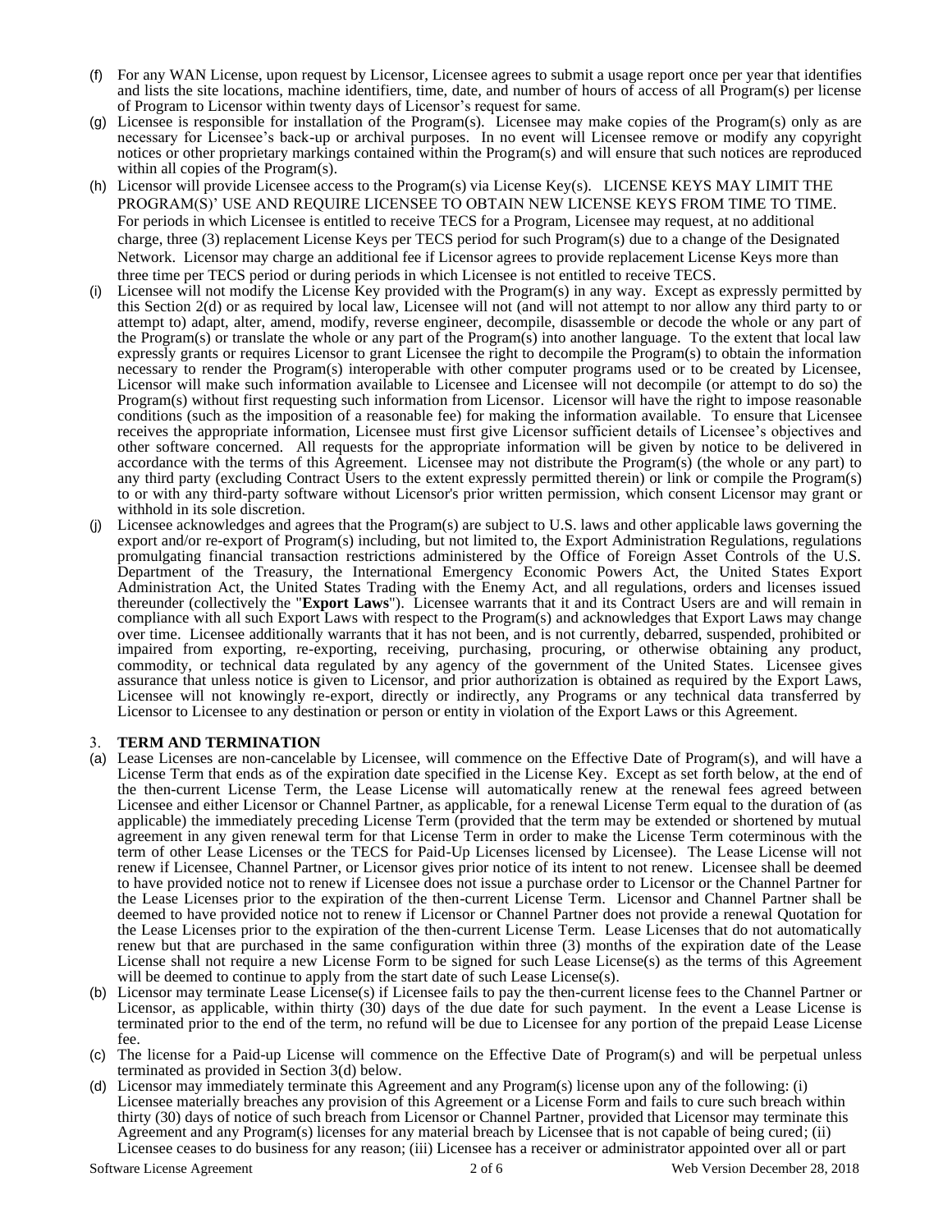(f) For any WAN License, upon request by Licensor, Licensee agrees to submit a usage report once per year that identifies and lists the site locations, machine identifiers, time, date, and number of hours of access of all Program(s) per license of Program to Licensor within twenty days of Licensor's request for same.

(g) Licensee is responsible for installation of the Program(s). Licensee may make copies of the Program(s) only as are necessary for Licensee's back-up or archival purposes. In no event will Licensee remove or modify any copyright notices or other proprietary markings contained within the Program(s) and will ensure that such notices are reproduced within all copies of the Program(s).

(h) Licensor will provide Licensee access to the Program(s) via License Key(s). LICENSE KEYS MAY LIMIT THE PROGRAM(S)' USE AND REQUIRE LICENSEE TO OBTAIN NEW LICENSE KEYS FROM TIME TO TIME. For periods in which Licensee is entitled to receive TECS for a Program, Licensee may request, at no additional charge, three (3) replacement License Keys per TECS period for such Program(s) due to a change of the Designated Network. Licensor may charge an additional fee if Licensor agrees to provide replacement License Keys more than three time per TECS period or during periods in which Licensee is not entitled to receive TECS.

(i) Licensee will not modify the License Key provided with the Program(s) in any way. Except as expressly permitted by this Section 2(d) or as required by local law, Licensee will not (and will not attempt to nor allow any third party to or attempt to) adapt, alter, amend, modify, reverse engineer, decompile, disassemble or decode the whole or any part of the Program(s) or translate the whole or any part of the Program(s) into another language. To the extent that local law expressly grants or requires Licensor to grant Licensee the right to decompile the Program(s) to obtain the information necessary to render the Program(s) interoperable with other computer programs used or to be created by Licensee, Licensor will make such information available to Licensee and Licensee will not decompile (or attempt to do so) the Program(s) without first requesting such information from Licensor. Licensor will have the right to impose reasonable conditions (such as the imposition of a reasonable fee) for making the information available. To ensure that Licensee receives the appropriate information, Licensee must first give Licensor sufficient details of Licensee's objectives and other software concerned. All requests for the appropriate information will be given by notice to be delivered in accordance with the terms of this Agreement. Licensee may not distribute the Program(s) (the whole or any part) to any third party (excluding Contract Users to the extent expressly permitted therein) or link or compile the Program(s) to or with any third-party software without Licensor's prior written permission, which consent Licensor may grant or withhold in its sole discretion.

(j) Licensee acknowledges and agrees that the Program(s) are subject to U.S. laws and other applicable laws governing the export and/or re-export of Program(s) including, but not limited to, the Export Administration Regulations, regulations promulgating financial transaction restrictions administered by the Office of Foreign Asset Controls of the U.S. Department of the Treasury, the International Emergency Economic Powers Act, the United States Export Administration Act, the United States Trading with the Enemy Act, and all regulations, orders and licenses issued thereunder (collectively the "**Export Laws**"). Licensee warrants that it and its Contract Users are and will remain in compliance with all such Export Laws with respect to the Program(s) and acknowledges that Export Laws may change over time. Licensee additionally warrants that it has not been, and is not currently, debarred, suspended, prohibited or impaired from exporting, re-exporting, receiving, purchasing, procuring, or otherwise obtaining any product, commodity, or technical data regulated by any agency of the government of the United States. Licensee gives assurance that unless notice is given to Licensor, and prior authorization is obtained as required by the Export Laws, Licensee will not knowingly re-export, directly or indirectly, any Programs or any technical data transferred by Licensor to Licensee to any destination or person or entity in violation of the Export Laws or this Agreement.

## 3. TERM AND TERMINATION

(a) Lease Licenses are non-cancelable by Licensee, will commence on the Effective Date of Program(s), and will have a License Term that ends as of the expiration date specified in the License Key. Except as set forth below, at the end of the then-current License Term, the Lease License will automatically renew at the renewal fees agreed between Licensee and either Licensor or Channel Partner, as applicable, for a renewal License Term equal to the duration of (as applicable) the immediately preceding License Term (provided that the term may be extended or shortened by mutual agreement in any given renewal term for that License Term in order to make the License Term coterminous with the term of other Lease Licenses or the TECS for Paid-Up Licenses licensed by Licensee). The Lease License will not renew if Licensee, Channel Partner, or Licensor gives prior notice of its intent to not renew. Licensee shall be deemed to have provided notice not to renew if Licensee does not issue a purchase order to Licensor or the Channel Partner for the Lease Licenses prior to the expiration of the then-current License Term. Licensor and Channel Partner shall be deemed to have provided notice not to renew if Licensor or Channel Partner does not provide a renewal Quotation for the Lease Licenses prior to the expiration of the then-current License Term. Lease Licenses that do not automatically renew but that are purchased in the same configuration within three (3) months of the expiration date of the Lease License shall not require a new License Form to be signed for such Lease License(s) as the terms of this Agreement will be deemed to continue to apply from the start date of such Lease License(s).

(b) Licensor may terminate Lease License(s) if Licensee fails to pay the then-current license fees to the Channel Partner or Licensor, as applicable, within thirty (30) days of the due date for such payment. In the event a Lease License is terminated prior to the end of the term, no refund will be due to Licensee for any portion of the prepaid Lease License fee.

(c) The license for a Paid-up License will commence on the Effective Date of Program(s) and will be perpetual unless terminated as provided in Section 3(d) below.

(d) Licensor may immediately terminate this Agreement and any Program(s) license upon any of the following: (i) Licensee materially breaches any provision of this Agreement or a License Form and fails to cure such breach within thirty (30) days of notice of such breach from Licensor or Channel Partner, provided that Licensor may terminate this Agreement and any Program(s) licenses for any material breach by Licensee that is not capable of being cured; (ii) Licensee ceases to do business for any reason; (iii) Licensee has a receiver or administrator appointed over all or part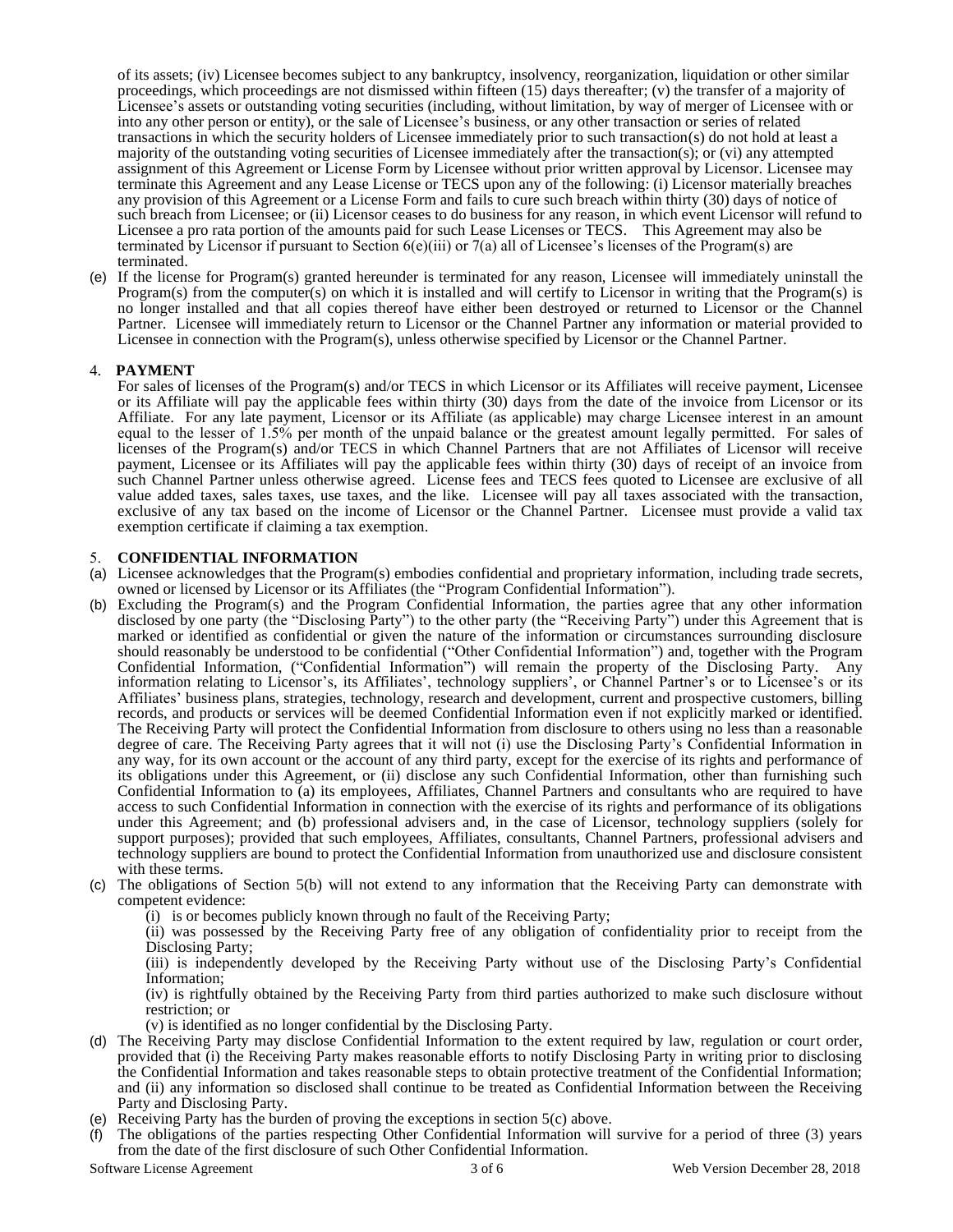of its assets; (iv) Licensee becomes subject to any bankruptcy, insolvency, reorganization, liquidation or other similar proceedings, which proceedings are not dismissed within fifteen (15) days thereafter; (v) the transfer of a majority of Licensee's assets or outstanding voting securities (including, without limitation, by way of merger of Licensee with or into any other person or entity), or the sale of Licensee's business, or any other transaction or series of related transactions in which the security holders of Licensee immediately prior to such transaction(s) do not hold at least a majority of the outstanding voting securities of Licensee immediately after the transaction(s); or (vi) any attempted assignment of this Agreement or License Form by Licensee without prior written approval by Licensor. Licensee may terminate this Agreement and any Lease License or TECS upon any of the following: (i) Licensor materially breaches any provision of this Agreement or a License Form and fails to cure such breach within thirty (30) days of notice of such breach from Licensee; or (ii) Licensor ceases to do business for any reason, in which event Licensor will refund to Licensee a pro rata portion of the amounts paid for such Lease Licenses or TECS. This Agreement may also be terminated by Licensor if pursuant to Section 6(e)(iii) or 7(a) all of Licensee's licenses of the Program(s) are terminated.

(e) If the license for Program(s) granted hereunder is terminated for any reason, Licensee will immediately uninstall the Program(s) from the computer(s) on which it is installed and will certify to Licensor in writing that the Program(s) is no longer installed and that all copies thereof have either been destroyed or returned to Licensor or the Channel Partner. Licensee will immediately return to Licensor or the Channel Partner any information or material provided to Licensee in connection with the Program(s), unless otherwise specified by Licensor or the Channel Partner.

## 4. PAYMENT

For sales of licenses of the Program(s) and/or TECS in which Licensor or its Affiliates will receive payment, Licensee or its Affiliate will pay the applicable fees within thirty (30) days from the date of the invoice from Licensor or its Affiliate. For any late payment, Licensor or its Affiliate (as applicable) may charge Licensee interest in an amount equal to the lesser of 1.5% per month of the unpaid balance or the greatest amount legally permitted. For sales of licenses of the Program(s) and/or TECS in which Channel Partners that are not Affiliates of Licensor will receive payment, Licensee or its Affiliates will pay the applicable fees within thirty (30) days of receipt of an invoice from such Channel Partner unless otherwise agreed. License fees and TECS fees quoted to Licensee are exclusive of all value added taxes, sales taxes, use taxes, and the like. Licensee will pay all taxes associated with the transaction, exclusive of any tax based on the income of Licensor or the Channel Partner. Licensee must provide a valid tax exemption certificate if claiming a tax exemption.

## 5. CONFIDENTIAL INFORMATION

(a) Licensee acknowledges that the Program(s) embodies confidential and proprietary information, including trade secrets, owned or licensed by Licensor or its Affiliates (the "Program Confidential Information").

(b) Excluding the Program(s) and the Program Confidential Information, the parties agree that any other information disclosed by one party (the "Disclosing Party") to the other party (the "Receiving Party") under this Agreement that is marked or identified as confidential or given the nature of the information or circumstances surrounding disclosure should reasonably be understood to be confidential ("Other Confidential Information") and, together with the Program Confidential Information, ("Confidential Information") will remain the property of the Disclosing Party. Any information relating to Licensor's, its Affiliates', technology suppliers', or Channel Partner's or to Licensee's or its Affiliates' business plans, strategies, technology, research and development, current and prospective customers, billing records, and products or services will be deemed Confidential Information even if not explicitly marked or identified. The Receiving Party will protect the Confidential Information from disclosure to others using no less than a reasonable degree of care. The Receiving Party agrees that it will not (i) use the Disclosing Party's Confidential Information in any way, for its own account or the account of any third party, except for the exercise of its rights and performance of its obligations under this Agreement, or (ii) disclose any such Confidential Information, other than furnishing such Confidential Information to (a) its employees, Affiliates, Channel Partners and consultants who are required to have access to such Confidential Information in connection with the exercise of its rights and performance of its obligations under this Agreement; and (b) professional advisers and, in the case of Licensor, technology suppliers (solely for support purposes); provided that such employees, Affiliates, consultants, Channel Partners, professional advisers and technology suppliers are bound to protect the Confidential Information from unauthorized use and disclosure consistent with these terms.

(c) The obligations of Section 5(b) will not extend to any information that the Receiving Party can demonstrate with competent evidence:

(i) is or becomes publicly known through no fault of the Receiving Party;

(ii) was possessed by the Receiving Party free of any obligation of confidentiality prior to receipt from the Disclosing Party;

(iii) is independently developed by the Receiving Party without use of the Disclosing Party's Confidential Information;

(iv) is rightfully obtained by the Receiving Party from third parties authorized to make such disclosure without restriction; or

(v) is identified as no longer confidential by the Disclosing Party.

(d) The Receiving Party may disclose Confidential Information to the extent required by law, regulation or court order, provided that (i) the Receiving Party makes reasonable efforts to notify Disclosing Party in writing prior to disclosing the Confidential Information and takes reasonable steps to obtain protective treatment of the Confidential Information; and (ii) any information so disclosed shall continue to be treated as Confidential Information between the Receiving Party and Disclosing Party.

(e) Receiving Party has the burden of proving the exceptions in section 5(c) above.

(f) The obligations of the parties respecting Other Confidential Information will survive for a period of three (3) years from the date of the first disclosure of such Other Confidential Information.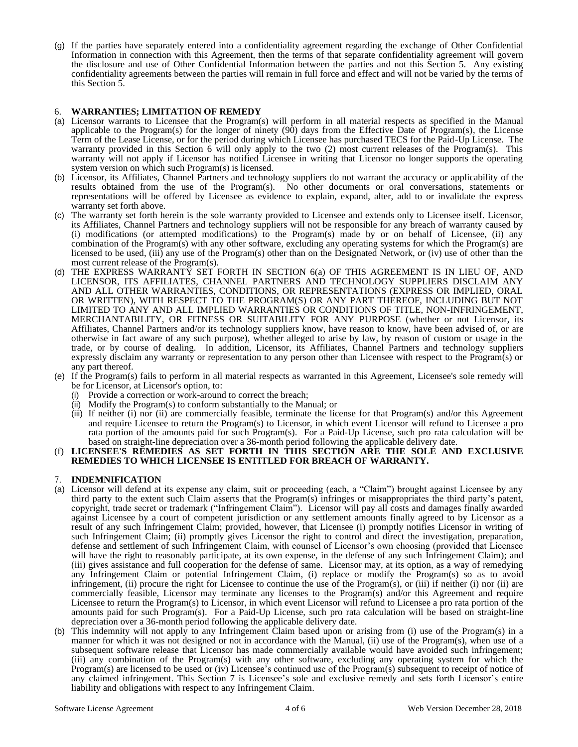(g) If the parties have separately entered into a confidentiality agreement regarding the exchange of Other Confidential Information in connection with this Agreement, then the terms of that separate confidentiality agreement will govern the disclosure and use of Other Confidential Information between the parties and not this Section 5. Any existing confidentiality agreements between the parties will remain in full force and effect and will not be varied by the terms of this Section 5.

## 6. WARRANTIES; LIMITATION OF REMEDY

(a) Licensor warrants to Licensee that the Program(s) will perform in all material respects as specified in the Manual applicable to the Program(s) for the longer of ninety (90) days from the Effective Date of Program(s), the License Term of the Lease License, or for the period during which Licensee has purchased TECS for the Paid-Up License. The warranty provided in this Section 6 will only apply to the two (2) most current releases of the Program(s). This warranty will not apply if Licensor has notified Licensee in writing that Licensor no longer supports the operating system version on which such Program(s) is licensed.

(b) Licensor, its Affiliates, Channel Partners and technology suppliers do not warrant the accuracy or applicability of the results obtained from the use of the Program(s). No other documents or oral conversations, statements or representations will be offered by Licensee as evidence to explain, expand, alter, add to or invalidate the express warranty set forth above.

(c) The warranty set forth herein is the sole warranty provided to Licensee and extends only to Licensee itself. Licensor, its Affiliates, Channel Partners and technology suppliers will not be responsible for any breach of warranty caused by (i) modifications (or attempted modifications) to the Program(s) made by or on behalf of Licensee, (ii) any combination of the Program(s) with any other software, excluding any operating systems for which the Program(s) are licensed to be used, (iii) any use of the Program(s) other than on the Designated Network, or (iv) use of other than the most current release of the Program(s).

(d) THE EXPRESS WARRANTY SET FORTH IN SECTION 6(a) OF THIS AGREEMENT IS IN LIEU OF, AND LICENSOR, ITS AFFILIATES, CHANNEL PARTNERS AND TECHNOLOGY SUPPLIERS DISCLAIM ANY AND ALL OTHER WARRANTIES, CONDITIONS, OR REPRESENTATIONS (EXPRESS OR IMPLIED, ORAL OR WRITTEN), WITH RESPECT TO THE PROGRAM(S) OR ANY PART THEREOF, INCLUDING BUT NOT LIMITED TO ANY AND ALL IMPLIED WARRANTIES OR CONDITIONS OF TITLE, NON-INFRINGEMENT, MERCHANTABILITY, OR FITNESS OR SUITABILITY FOR ANY PURPOSE (whether or not Licensor, its Affiliates, Channel Partners and/or its technology suppliers know, have reason to know, have been advised of, or are otherwise in fact aware of any such purpose), whether alleged to arise by law, by reason of custom or usage in the trade, or by course of dealing. In addition, Licensor, its Affiliates, Channel Partners and technology suppliers expressly disclaim any warranty or representation to any person other than Licensee with respect to the Program(s) or any part thereof.

(e) If the Program(s) fails to perform in all material respects as warranted in this Agreement, Licensee's sole remedy will be for Licensor, at Licensor's option, to:
   (i) Provide a correction or work-around to correct the breach;
   (ii) Modify the Program(s) to conform substantially to the Manual; or
   (iii) If neither (i) nor (ii) are commercially feasible, terminate the license for that Program(s) and/or this Agreement and require Licensee to return the Program(s) to Licensor, in which event Licensor will refund to Licensee a pro rata portion of the amounts paid for such Program(s). For a Paid-Up License, such pro rata calculation will be based on straight-line depreciation over a 36-month period following the applicable delivery date.

(f) **LICENSEE'S REMEDIES AS SET FORTH IN THIS SECTION ARE THE SOLE AND EXCLUSIVE REMEDIES TO WHICH LICENSEE IS ENTITLED FOR BREACH OF WARRANTY.**

## 7. INDEMNIFICATION

(a) Licensor will defend at its expense any claim, suit or proceeding (each, a "Claim") brought against Licensee by any third party to the extent such Claim asserts that the Program(s) infringes or misappropriates the third party's patent, copyright, trade secret or trademark ("Infringement Claim"). Licensor will pay all costs and damages finally awarded against Licensee by a court of competent jurisdiction or any settlement amounts finally agreed to by Licensor as a result of any such Infringement Claim; provided, however, that Licensee (i) promptly notifies Licensor in writing of such Infringement Claim; (ii) promptly gives Licensor the right to control and direct the investigation, preparation, defense and settlement of such Infringement Claim, with counsel of Licensor's own choosing (provided that Licensee will have the right to reasonably participate, at its own expense, in the defense of any such Infringement Claim); and (iii) gives assistance and full cooperation for the defense of same. Licensor may, at its option, as a way of remedying any Infringement Claim or potential Infringement Claim, (i) replace or modify the Program(s) so as to avoid infringement, (ii) procure the right for Licensee to continue the use of the Program(s), or (iii) if neither (i) nor (ii) are commercially feasible, Licensor may terminate any licenses to the Program(s) and/or this Agreement and require Licensee to return the Program(s) to Licensor, in which event Licensor will refund to Licensee a pro rata portion of the amounts paid for such Program(s). For a Paid-Up License, such pro rata calculation will be based on straight-line depreciation over a 36-month period following the applicable delivery date.

(b) This indemnity will not apply to any Infringement Claim based upon or arising from (i) use of the Program(s) in a manner for which it was not designed or not in accordance with the Manual, (ii) use of the Program(s), when use of a subsequent software release that Licensor has made commercially available would have avoided such infringement; (iii) any combination of the Program(s) with any other software, excluding any operating system for which the Program(s) are licensed to be used or (iv) Licensee's continued use of the Program(s) subsequent to receipt of notice of any claimed infringement. This Section 7 is Licensee's sole and exclusive remedy and sets forth Licensor's entire liability and obligations with respect to any Infringement Claim.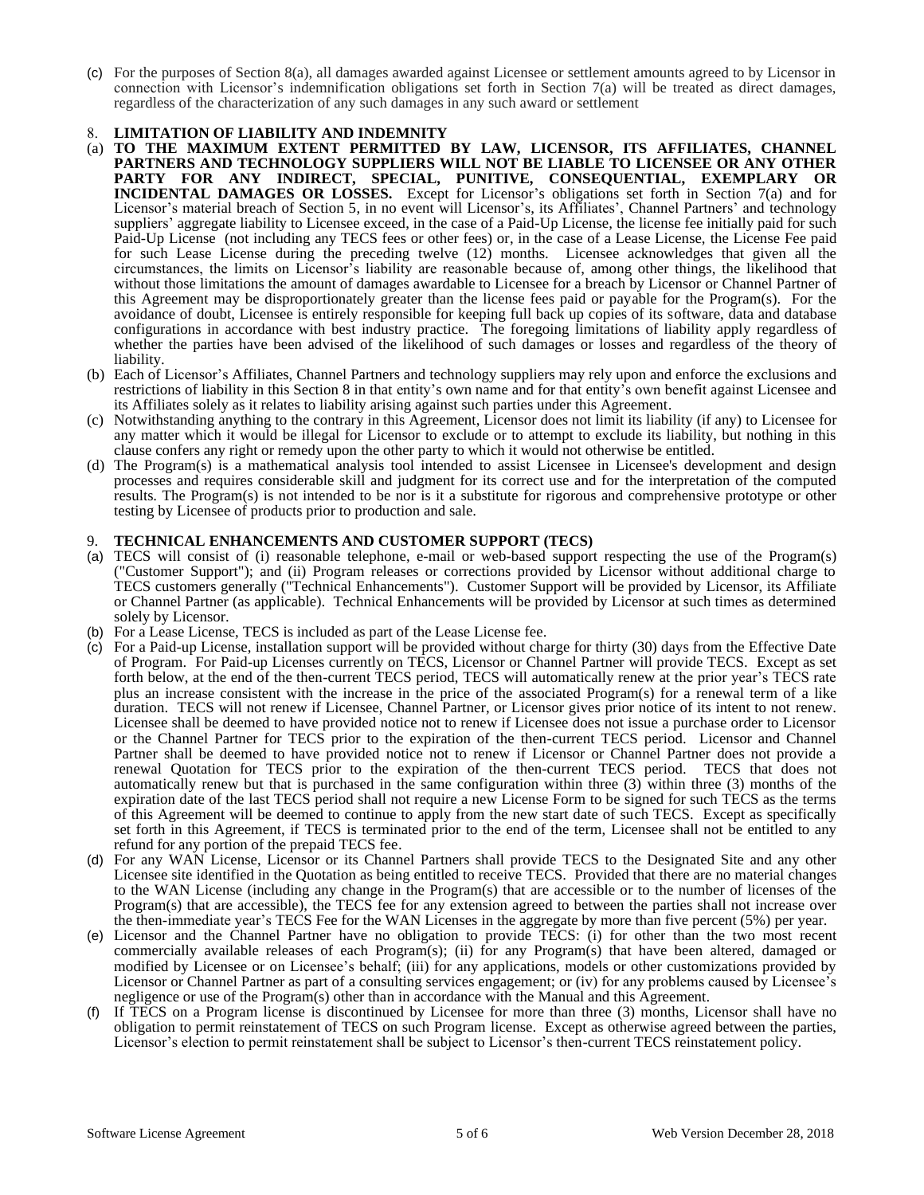(c) For the purposes of Section 8(a), all damages awarded against Licensee or settlement amounts agreed to by Licensor in connection with Licensor's indemnification obligations set forth in Section 7(a) will be treated as direct damages, regardless of the characterization of any such damages in any such award or settlement

8. **LIMITATION OF LIABILITY AND INDEMNITY**

(a) **TO THE MAXIMUM EXTENT PERMITTED BY LAW, LICENSOR, ITS AFFILIATES, CHANNEL PARTNERS AND TECHNOLOGY SUPPLIERS WILL NOT BE LIABLE TO LICENSEE OR ANY OTHER PARTY FOR ANY INDIRECT, SPECIAL, PUNITIVE, CONSEQUENTIAL, EXEMPLARY OR INCIDENTAL DAMAGES OR LOSSES.** Except for Licensor's obligations set forth in Section 7(a) and for Licensor's material breach of Section 5, in no event will Licensor's, its Affiliates', Channel Partners' and technology suppliers' aggregate liability to Licensee exceed, in the case of a Paid-Up License, the license fee initially paid for such Paid-Up License (not including any TECS fees or other fees) or, in the case of a Lease License, the License Fee paid for such Lease License during the preceding twelve (12) months. Licensee acknowledges that given all the circumstances, the limits on Licensor's liability are reasonable because of, among other things, the likelihood that without those limitations the amount of damages awardable to Licensee for a breach by Licensor or Channel Partner of this Agreement may be disproportionately greater than the license fees paid or payable for the Program(s). For the avoidance of doubt, Licensee is entirely responsible for keeping full back up copies of its software, data and database configurations in accordance with best industry practice. The foregoing limitations of liability apply regardless of whether the parties have been advised of the likelihood of such damages or losses and regardless of the theory of liability.

(b) Each of Licensor's Affiliates, Channel Partners and technology suppliers may rely upon and enforce the exclusions and restrictions of liability in this Section 8 in that entity's own name and for that entity's own benefit against Licensee and its Affiliates solely as it relates to liability arising against such parties under this Agreement.

(c) Notwithstanding anything to the contrary in this Agreement, Licensor does not limit its liability (if any) to Licensee for any matter which it would be illegal for Licensor to exclude or to attempt to exclude its liability, but nothing in this clause confers any right or remedy upon the other party to which it would not otherwise be entitled.

(d) The Program(s) is a mathematical analysis tool intended to assist Licensee in Licensee's development and design processes and requires considerable skill and judgment for its correct use and for the interpretation of the computed results. The Program(s) is not intended to be nor is it a substitute for rigorous and comprehensive prototype or other testing by Licensee of products prior to production and sale.

9. **TECHNICAL ENHANCEMENTS AND CUSTOMER SUPPORT (TECS)**

(a) TECS will consist of (i) reasonable telephone, e-mail or web-based support respecting the use of the Program(s) ("Customer Support"); and (ii) Program releases or corrections provided by Licensor without additional charge to TECS customers generally ("Technical Enhancements"). Customer Support will be provided by Licensor, its Affiliate or Channel Partner (as applicable). Technical Enhancements will be provided by Licensor at such times as determined solely by Licensor.

(b) For a Lease License, TECS is included as part of the Lease License fee.

(c) For a Paid-up License, installation support will be provided without charge for thirty (30) days from the Effective Date of Program. For Paid-up Licenses currently on TECS, Licensor or Channel Partner will provide TECS. Except as set forth below, at the end of the then-current TECS period, TECS will automatically renew at the prior year's TECS rate plus an increase consistent with the increase in the price of the associated Program(s) for a renewal term of a like duration. TECS will not renew if Licensee, Channel Partner, or Licensor gives prior notice of its intent to not renew. Licensee shall be deemed to have provided notice not to renew if Licensee does not issue a purchase order to Licensor or the Channel Partner for TECS prior to the expiration of the then-current TECS period. Licensor and Channel Partner shall be deemed to have provided notice not to renew if Licensor or Channel Partner does not provide a renewal Quotation for TECS prior to the expiration of the then-current TECS period. TECS that does not automatically renew but that is purchased in the same configuration within three (3) within three (3) months of the expiration date of the last TECS period shall not require a new License Form to be signed for such TECS as the terms of this Agreement will be deemed to continue to apply from the new start date of such TECS. Except as specifically set forth in this Agreement, if TECS is terminated prior to the end of the term, Licensee shall not be entitled to any refund for any portion of the prepaid TECS fee.

(d) For any WAN License, Licensor or its Channel Partners shall provide TECS to the Designated Site and any other Licensee site identified in the Quotation as being entitled to receive TECS. Provided that there are no material changes to the WAN License (including any change in the Program(s) that are accessible or to the number of licenses of the Program(s) that are accessible), the TECS fee for any extension agreed to between the parties shall not increase over the then-immediate year's TECS Fee for the WAN Licenses in the aggregate by more than five percent (5%) per year.

(e) Licensor and the Channel Partner have no obligation to provide TECS: (i) for other than the two most recent commercially available releases of each Program(s); (ii) for any Program(s) that have been altered, damaged or modified by Licensee or on Licensee's behalf; (iii) for any applications, models or other customizations provided by Licensor or Channel Partner as part of a consulting services engagement; or (iv) for any problems caused by Licensee's negligence or use of the Program(s) other than in accordance with the Manual and this Agreement.

(f) If TECS on a Program license is discontinued by Licensee for more than three (3) months, Licensor shall have no obligation to permit reinstatement of TECS on such Program license. Except as otherwise agreed between the parties, Licensor's election to permit reinstatement shall be subject to Licensor's then-current TECS reinstatement policy.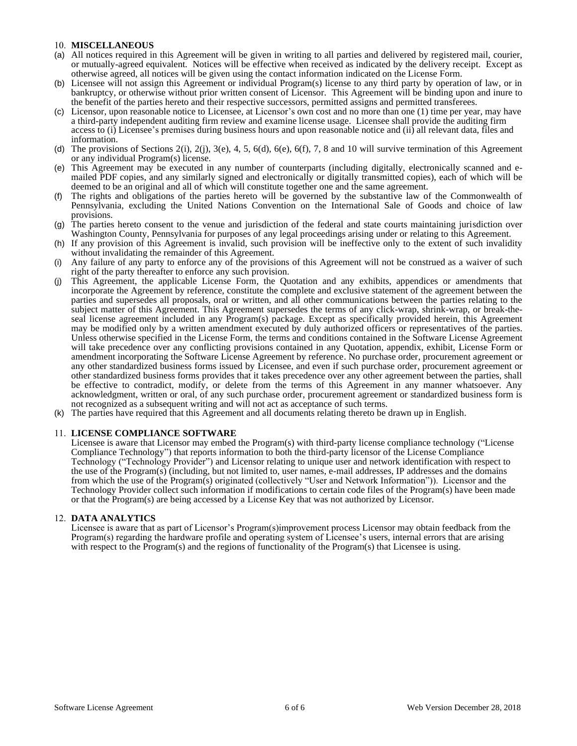## 10. MISCELLANEOUS

(a) All notices required in this Agreement will be given in writing to all parties and delivered by registered mail, courier, or mutually-agreed equivalent. Notices will be effective when received as indicated by the delivery receipt. Except as otherwise agreed, all notices will be given using the contact information indicated on the License Form.

(b) Licensee will not assign this Agreement or individual Program(s) license to any third party by operation of law, or in bankruptcy, or otherwise without prior written consent of Licensor. This Agreement will be binding upon and inure to the benefit of the parties hereto and their respective successors, permitted assigns and permitted transferees.

(c) Licensor, upon reasonable notice to Licensee, at Licensor's own cost and no more than one (1) time per year, may have a third-party independent auditing firm review and examine license usage. Licensee shall provide the auditing firm access to (i) Licensee's premises during business hours and upon reasonable notice and (ii) all relevant data, files and information.

(d) The provisions of Sections 2(i), 2(j), 3(e), 4, 5, 6(d), 6(e), 6(f), 7, 8 and 10 will survive termination of this Agreement or any individual Program(s) license.

(e) This Agreement may be executed in any number of counterparts (including digitally, electronically scanned and e-mailed PDF copies, and any similarly signed and electronically or digitally transmitted copies), each of which will be deemed to be an original and all of which will constitute together one and the same agreement.

(f) The rights and obligations of the parties hereto will be governed by the substantive law of the Commonwealth of Pennsylvania, excluding the United Nations Convention on the International Sale of Goods and choice of law provisions.

(g) The parties hereto consent to the venue and jurisdiction of the federal and state courts maintaining jurisdiction over Washington County, Pennsylvania for purposes of any legal proceedings arising under or relating to this Agreement.

(h) If any provision of this Agreement is invalid, such provision will be ineffective only to the extent of such invalidity without invalidating the remainder of this Agreement.

(i) Any failure of any party to enforce any of the provisions of this Agreement will not be construed as a waiver of such right of the party thereafter to enforce any such provision.

(j) This Agreement, the applicable License Form, the Quotation and any exhibits, appendices or amendments that incorporate the Agreement by reference, constitute the complete and exclusive statement of the agreement between the parties and supersedes all proposals, oral or written, and all other communications between the parties relating to the subject matter of this Agreement. This Agreement supersedes the terms of any click-wrap, shrink-wrap, or break-the-seal license agreement included in any Program(s) package. Except as specifically provided herein, this Agreement may be modified only by a written amendment executed by duly authorized officers or representatives of the parties. Unless otherwise specified in the License Form, the terms and conditions contained in the Software License Agreement will take precedence over any conflicting provisions contained in any Quotation, appendix, exhibit, License Form or amendment incorporating the Software License Agreement by reference. No purchase order, procurement agreement or any other standardized business forms issued by Licensee, and even if such purchase order, procurement agreement or other standardized business forms provides that it takes precedence over any other agreement between the parties, shall be effective to contradict, modify, or delete from the terms of this Agreement in any manner whatsoever. Any acknowledgment, written or oral, of any such purchase order, procurement agreement or standardized business form is not recognized as a subsequent writing and will not act as acceptance of such terms.

(k) The parties have required that this Agreement and all documents relating thereto be drawn up in English.

## 11. LICENSE COMPLIANCE SOFTWARE

Licensee is aware that Licensor may embed the Program(s) with third-party license compliance technology ("License Compliance Technology") that reports information to both the third-party licensor of the License Compliance Technology ("Technology Provider") and Licensor relating to unique user and network identification with respect to the use of the Program(s) (including, but not limited to, user names, e-mail addresses, IP addresses and the domains from which the use of the Program(s) originated (collectively "User and Network Information")). Licensor and the Technology Provider collect such information if modifications to certain code files of the Program(s) have been made or that the Program(s) are being accessed by a License Key that was not authorized by Licensor.

## 12. DATA ANALYTICS

Licensee is aware that as part of Licensor's Program(s)improvement process Licensor may obtain feedback from the Program(s) regarding the hardware profile and operating system of Licensee's users, internal errors that are arising with respect to the Program(s) and the regions of functionality of the Program(s) that Licensee is using.